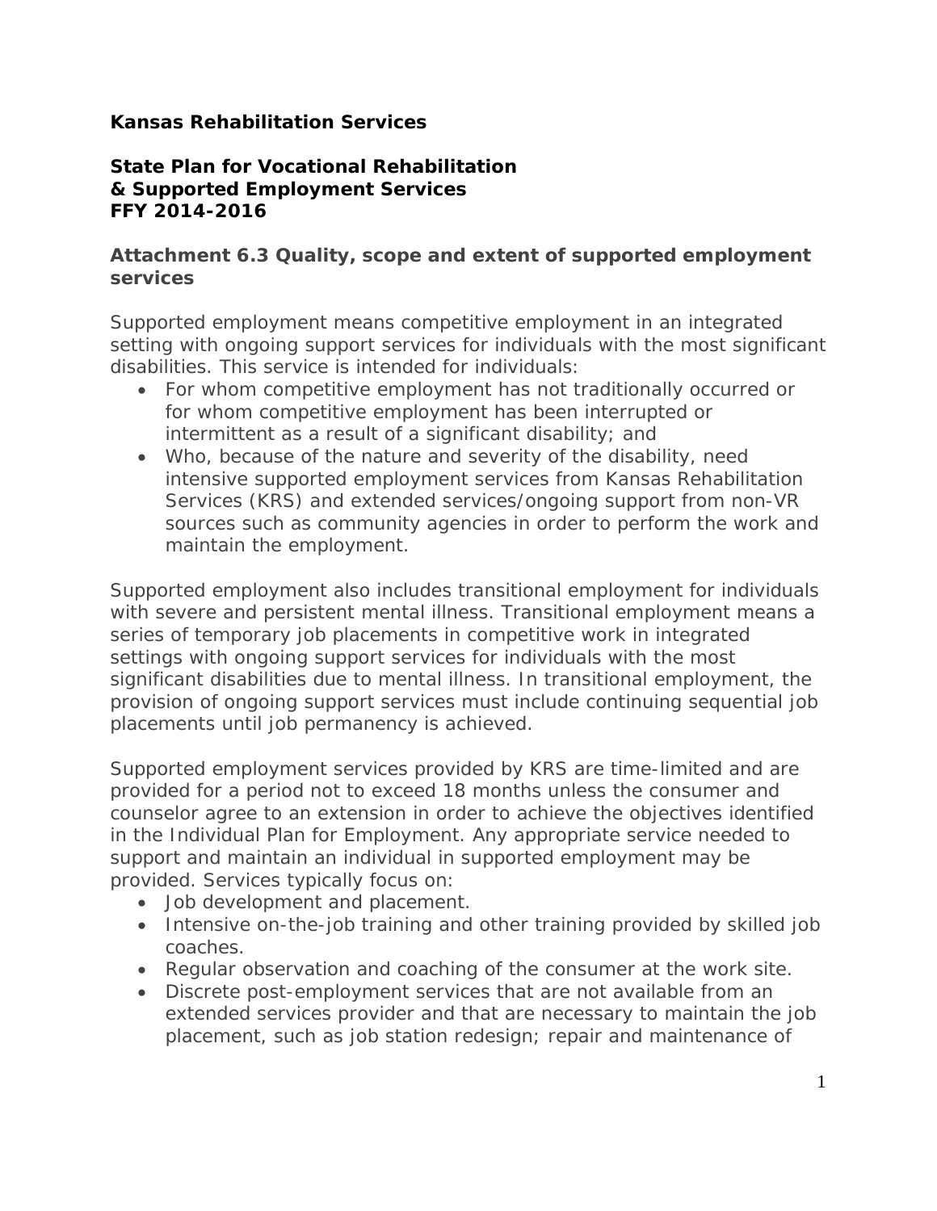**Kansas Rehabilitation Services**

**State Plan for Vocational Rehabilitation**
**& Supported Employment Services**
**FFY 2014-2016**

### Attachment 6.3 Quality, scope and extent of supported employment services

Supported employment means competitive employment in an integrated setting with ongoing support services for individuals with the most significant disabilities. This service is intended for individuals:

- For whom competitive employment has not traditionally occurred or for whom competitive employment has been interrupted or intermittent as a result of a significant disability; and
- Who, because of the nature and severity of the disability, need intensive supported employment services from Kansas Rehabilitation Services (KRS) and extended services/ongoing support from non-VR sources such as community agencies in order to perform the work and maintain the employment.

Supported employment also includes transitional employment for individuals with severe and persistent mental illness. Transitional employment means a series of temporary job placements in competitive work in integrated settings with ongoing support services for individuals with the most significant disabilities due to mental illness. In transitional employment, the provision of ongoing support services must include continuing sequential job placements until job permanency is achieved.

Supported employment services provided by KRS are time-limited and are provided for a period not to exceed 18 months unless the consumer and counselor agree to an extension in order to achieve the objectives identified in the Individual Plan for Employment. Any appropriate service needed to support and maintain an individual in supported employment may be provided. Services typically focus on:

- Job development and placement.
- Intensive on-the-job training and other training provided by skilled job coaches.
- Regular observation and coaching of the consumer at the work site.
- Discrete post-employment services that are not available from an extended services provider and that are necessary to maintain the job placement, such as job station redesign; repair and maintenance of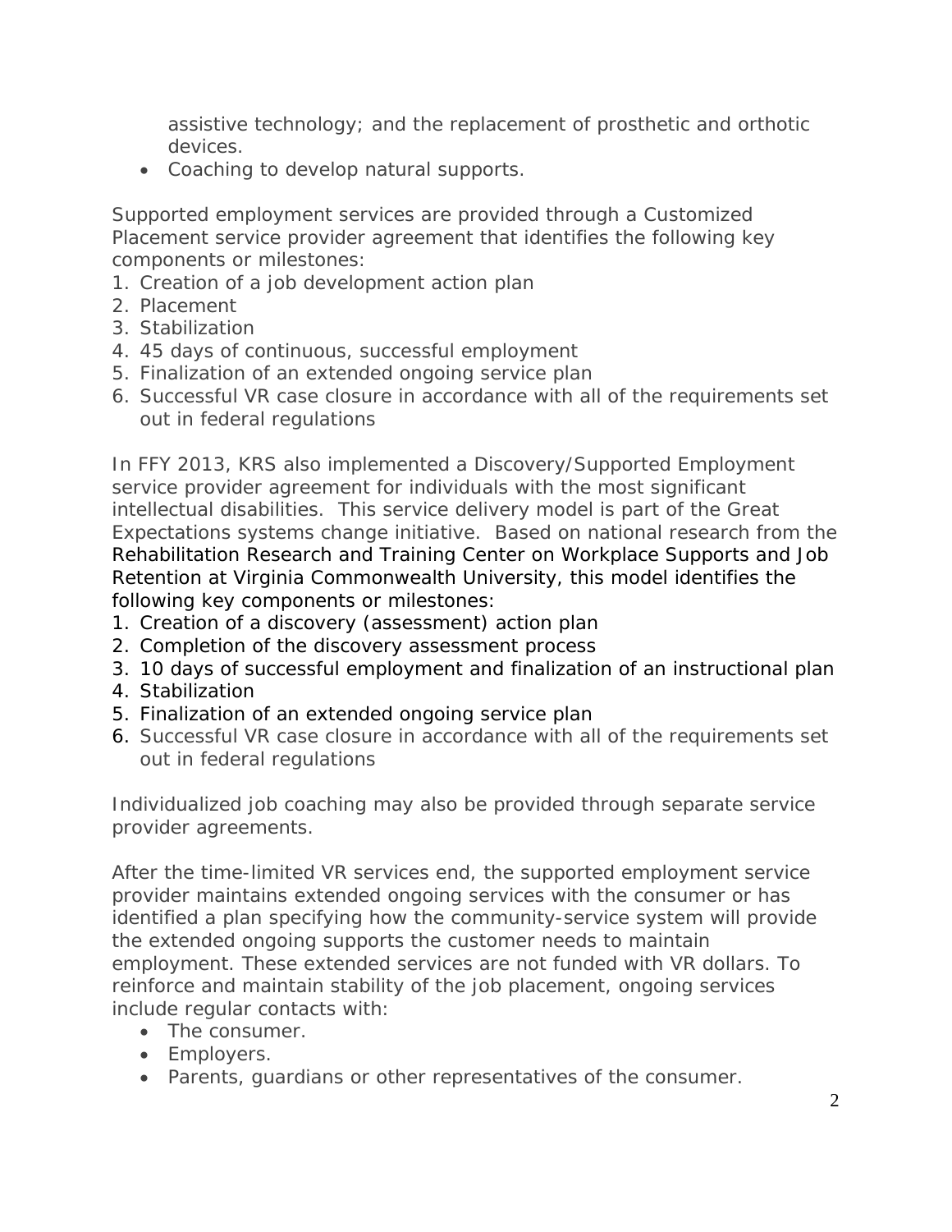assistive technology; and the replacement of prosthetic and orthotic devices.

- Coaching to develop natural supports.

Supported employment services are provided through a Customized Placement service provider agreement that identifies the following key components or milestones:

1. Creation of a job development action plan
2. Placement
3. Stabilization
4. 45 days of continuous, successful employment
5. Finalization of an extended ongoing service plan
6. Successful VR case closure in accordance with all of the requirements set out in federal regulations

In FFY 2013, KRS also implemented a Discovery/Supported Employment service provider agreement for individuals with the most significant intellectual disabilities. This service delivery model is part of the Great Expectations systems change initiative. Based on national research from the Rehabilitation Research and Training Center on Workplace Supports and Job Retention at Virginia Commonwealth University, this model identifies the following key components or milestones:

1. Creation of a discovery (assessment) action plan
2. Completion of the discovery assessment process
3. 10 days of successful employment and finalization of an instructional plan
4. Stabilization
5. Finalization of an extended ongoing service plan
6. Successful VR case closure in accordance with all of the requirements set out in federal regulations

Individualized job coaching may also be provided through separate service provider agreements.

After the time-limited VR services end, the supported employment service provider maintains extended ongoing services with the consumer or has identified a plan specifying how the community-service system will provide the extended ongoing supports the customer needs to maintain employment. These extended services are not funded with VR dollars. To reinforce and maintain stability of the job placement, ongoing services include regular contacts with:

- The consumer.
- Employers.
- Parents, guardians or other representatives of the consumer.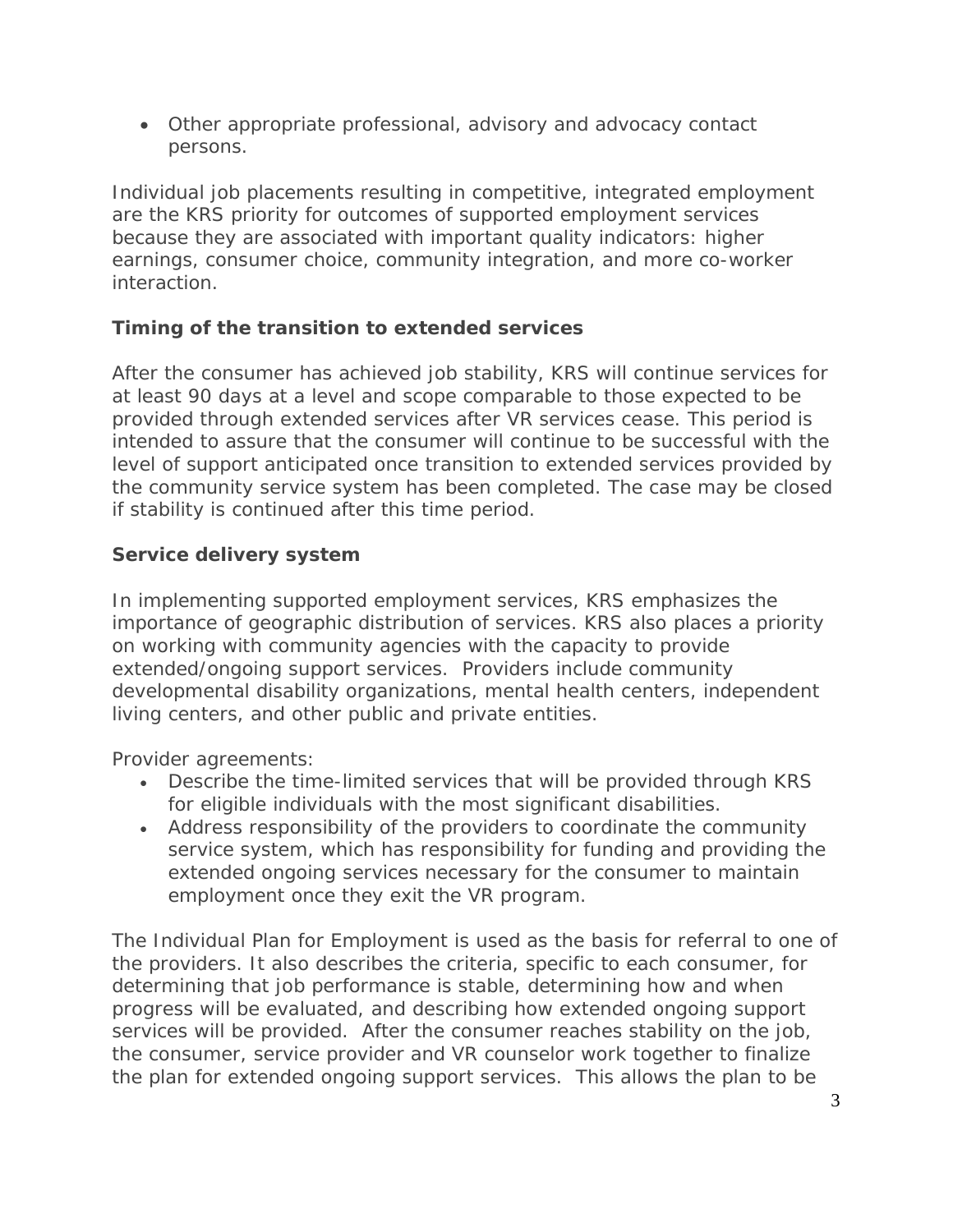- Other appropriate professional, advisory and advocacy contact persons.

Individual job placements resulting in competitive, integrated employment are the KRS priority for outcomes of supported employment services because they are associated with important quality indicators: higher earnings, consumer choice, community integration, and more co-worker interaction.

### Timing of the transition to extended services

After the consumer has achieved job stability, KRS will continue services for at least 90 days at a level and scope comparable to those expected to be provided through extended services after VR services cease. This period is intended to assure that the consumer will continue to be successful with the level of support anticipated once transition to extended services provided by the community service system has been completed. The case may be closed if stability is continued after this time period.

### Service delivery system

In implementing supported employment services, KRS emphasizes the importance of geographic distribution of services. KRS also places a priority on working with community agencies with the capacity to provide extended/ongoing support services. Providers include community developmental disability organizations, mental health centers, independent living centers, and other public and private entities.

Provider agreements:

- Describe the time-limited services that will be provided through KRS for eligible individuals with the most significant disabilities.
- Address responsibility of the providers to coordinate the community service system, which has responsibility for funding and providing the extended ongoing services necessary for the consumer to maintain employment once they exit the VR program.

The Individual Plan for Employment is used as the basis for referral to one of the providers. It also describes the criteria, specific to each consumer, for determining that job performance is stable, determining how and when progress will be evaluated, and describing how extended ongoing support services will be provided. After the consumer reaches stability on the job, the consumer, service provider and VR counselor work together to finalize the plan for extended ongoing support services. This allows the plan to be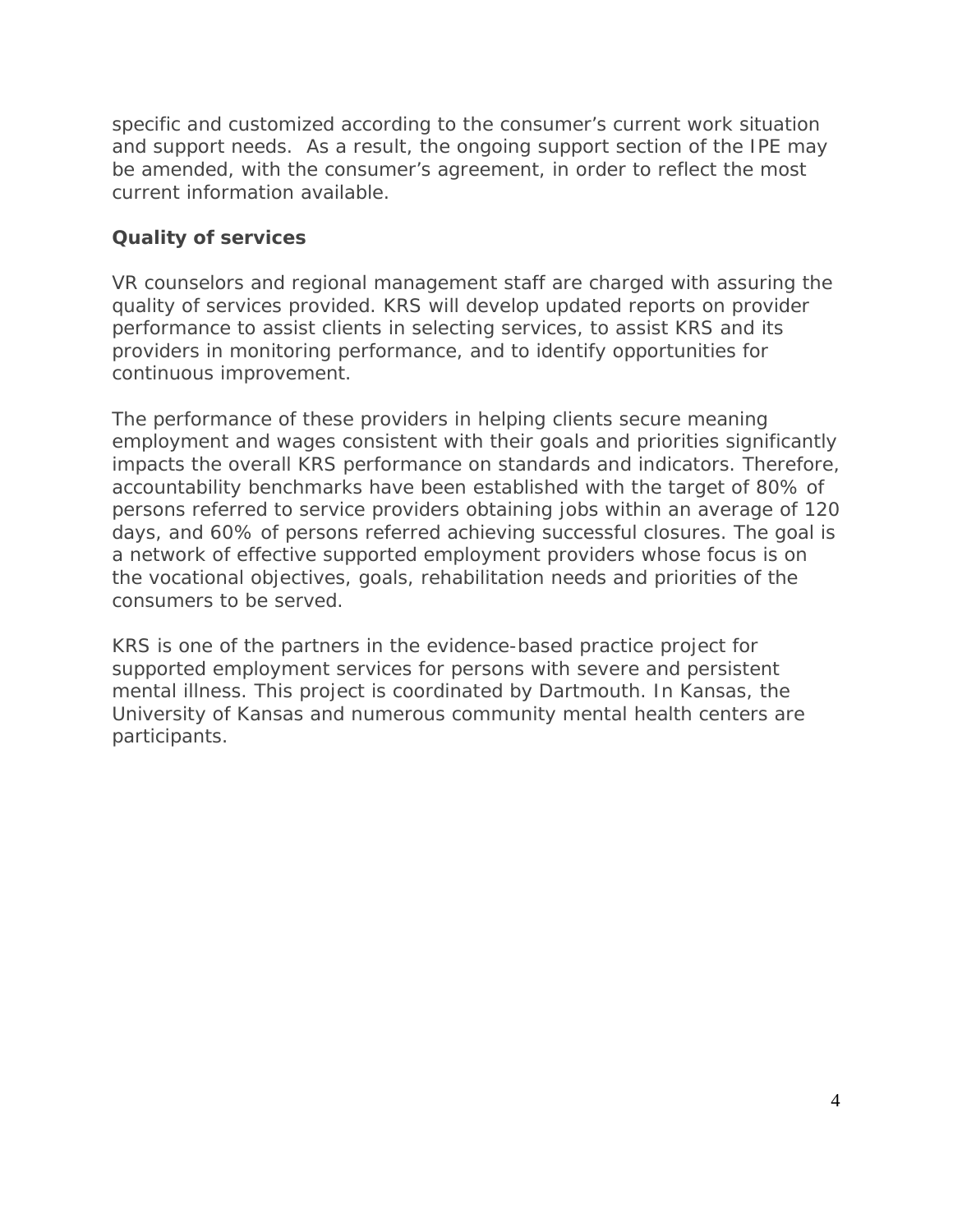specific and customized according to the consumer's current work situation and support needs. As a result, the ongoing support section of the IPE may be amended, with the consumer's agreement, in order to reflect the most current information available.

**Quality of services**

VR counselors and regional management staff are charged with assuring the quality of services provided. KRS will develop updated reports on provider performance to assist clients in selecting services, to assist KRS and its providers in monitoring performance, and to identify opportunities for continuous improvement.

The performance of these providers in helping clients secure meaning employment and wages consistent with their goals and priorities significantly impacts the overall KRS performance on standards and indicators. Therefore, accountability benchmarks have been established with the target of 80% of persons referred to service providers obtaining jobs within an average of 120 days, and 60% of persons referred achieving successful closures. The goal is a network of effective supported employment providers whose focus is on the vocational objectives, goals, rehabilitation needs and priorities of the consumers to be served.

KRS is one of the partners in the evidence-based practice project for supported employment services for persons with severe and persistent mental illness. This project is coordinated by Dartmouth. In Kansas, the University of Kansas and numerous community mental health centers are participants.